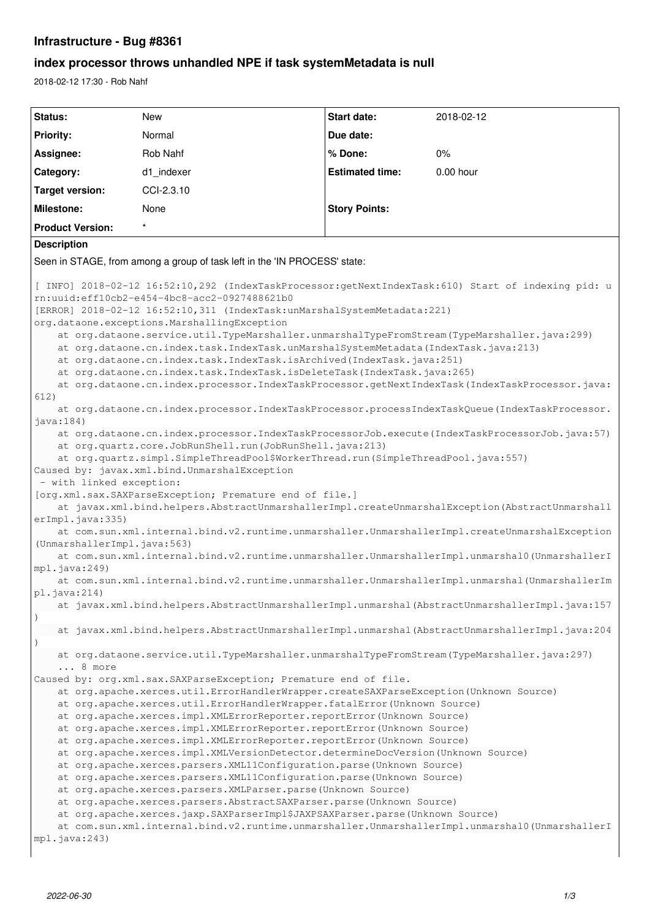# Infrastructure - Bug #8361

## index processor throws unhandled NPE if task systemMetadata is null

2018-02-12 17:30 - Rob Nahf

| Status: | New | Start date: | 2018-02-12 |
|---|---|---|---|
| Priority: | Normal | Due date: | |
| Assignee: | Rob Nahf | % Done: | 0% |
| Category: | d1_indexer | Estimated time: | 0.00 hour |
| Target version: | CCI-2.3.10 | | |
| Milestone: | None | Story Points: | |
| Product Version: | * | | |

**Description**

Seen in STAGE, from among a group of task left in the 'IN PROCESS' state:

```
[ INFO] 2018-02-12 16:52:10,292 (IndexTaskProcessor:getNextIndexTask:610) Start of indexing pid: urn:uuid:eff10cb2-e454-4bc8-acc2-0927488621b0
[ERROR] 2018-02-12 16:52:10,311 (IndexTask:unMarshalSystemMetadata:221) 
org.dataone.exceptions.MarshallingException
    at org.dataone.service.util.TypeMarshaller.unmarshalTypeFromStream(TypeMarshaller.java:299)
    at org.dataone.cn.index.task.IndexTask.unMarshalSystemMetadata(IndexTask.java:213)
    at org.dataone.cn.index.task.IndexTask.isArchived(IndexTask.java:251)
    at org.dataone.cn.index.task.IndexTask.isDeleteTask(IndexTask.java:265)
    at org.dataone.cn.index.processor.IndexTaskProcessor.getNextIndexTask(IndexTaskProcessor.java:612)
    at org.dataone.cn.index.processor.IndexTaskProcessor.processIndexTaskQueue(IndexTaskProcessor.java:184)
    at org.dataone.cn.index.processor.IndexTaskProcessorJob.execute(IndexTaskProcessorJob.java:57)
    at org.quartz.core.JobRunShell.run(JobRunShell.java:213)
    at org.quartz.simpl.SimpleThreadPool$WorkerThread.run(SimpleThreadPool.java:557)
Caused by: javax.xml.bind.UnmarshalException
 - with linked exception:
[org.xml.sax.SAXParseException; Premature end of file.]
    at javax.xml.bind.helpers.AbstractUnmarshallerImpl.createUnmarshalException(AbstractUnmarshallerImpl.java:335)
    at com.sun.xml.internal.bind.v2.runtime.unmarshaller.UnmarshallerImpl.createUnmarshalException(UnmarshallerImpl.java:563)
    at com.sun.xml.internal.bind.v2.runtime.unmarshaller.UnmarshallerImpl.unmarshal0(UnmarshallerImpl.java:249)
    at com.sun.xml.internal.bind.v2.runtime.unmarshaller.UnmarshallerImpl.unmarshal(UnmarshallerImpl.java:214)
    at javax.xml.bind.helpers.AbstractUnmarshallerImpl.unmarshal(AbstractUnmarshallerImpl.java:157)
    at javax.xml.bind.helpers.AbstractUnmarshallerImpl.unmarshal(AbstractUnmarshallerImpl.java:204)
    at org.dataone.service.util.TypeMarshaller.unmarshalTypeFromStream(TypeMarshaller.java:297)
    ... 8 more
Caused by: org.xml.sax.SAXParseException; Premature end of file.
    at org.apache.xerces.util.ErrorHandlerWrapper.createSAXParseException(Unknown Source)
    at org.apache.xerces.util.ErrorHandlerWrapper.fatalError(Unknown Source)
    at org.apache.xerces.impl.XMLErrorReporter.reportError(Unknown Source)
    at org.apache.xerces.impl.XMLErrorReporter.reportError(Unknown Source)
    at org.apache.xerces.impl.XMLErrorReporter.reportError(Unknown Source)
    at org.apache.xerces.impl.XMLVersionDetector.determineDocVersion(Unknown Source)
    at org.apache.xerces.parsers.XML11Configuration.parse(Unknown Source)
    at org.apache.xerces.parsers.XML11Configuration.parse(Unknown Source)
    at org.apache.xerces.parsers.XMLParser.parse(Unknown Source)
    at org.apache.xerces.parsers.AbstractSAXParser.parse(Unknown Source)
    at org.apache.xerces.jaxp.SAXParserImpl$JAXPSAXParser.parse(Unknown Source)
    at com.sun.xml.internal.bind.v2.runtime.unmarshaller.UnmarshallerImpl.unmarshal0(UnmarshallerImpl.java:243)
```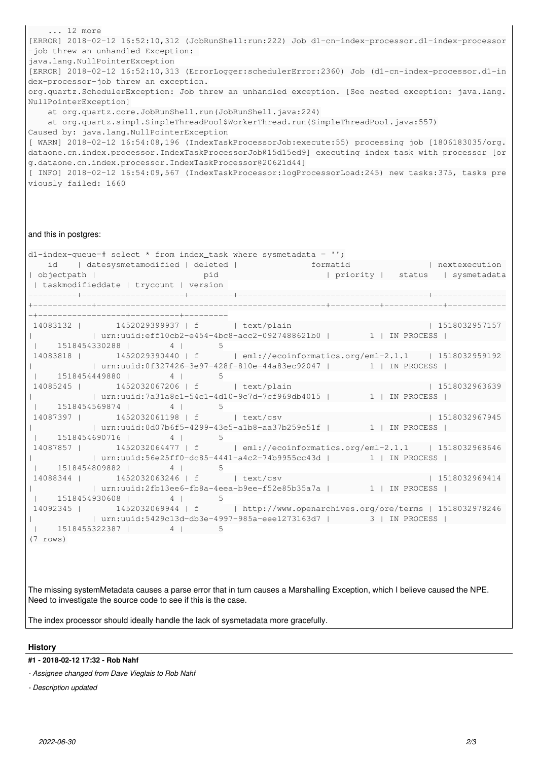```
    ... 12 more
[ERROR] 2018-02-12 16:52:10,312 (JobRunShell:run:222) Job d1-cn-index-processor.d1-index-processor-job threw an unhandled Exception:
java.lang.NullPointerException
[ERROR] 2018-02-12 16:52:10,313 (ErrorLogger:schedulerError:2360) Job (d1-cn-index-processor.d1-index-processor-job threw an exception.
org.quartz.SchedulerException: Job threw an unhandled exception. [See nested exception: java.lang.NullPointerException]
    at org.quartz.core.JobRunShell.run(JobRunShell.java:224)
    at org.quartz.simpl.SimpleThreadPool$WorkerThread.run(SimpleThreadPool.java:557)
Caused by: java.lang.NullPointerException
[ WARN] 2018-02-12 16:54:08,196 (IndexTaskProcessorJob:execute:55) processing job [1806183035/org.dataone.cn.index.processor.IndexTaskProcessorJob@15d15ed9] executing index task with processor [org.dataone.cn.index.processor.IndexTaskProcessor@20621d44]
[ INFO] 2018-02-12 16:54:09,567 (IndexTaskProcessor:logProcessorLoad:245) new tasks:375, tasks previously failed: 1660
```

and this in postgres:

```
d1-index-queue=# select * from index_task where sysmetadata = '';
    id    | datesysmetamodified | deleted |               formatid                | nextexecution | objectpath |                     pid                      | priority |   status   | sysmetadata | taskmodifieddate | trycount | version
----------+---------------------+---------+---------------------------------------+---------------+------------+----------------------------------------------+----------+------------+-------------+------------------+----------+---------
 14083132 |       1452029399937 | f       | text/plain                            | 1518032957157 |            | urn:uuid:eff10cb2-e454-4bc8-acc2-0927488621b0 |        1 | IN PROCESS |             |    1518454330288 |        4 |       5
 14083818 |       1452029390440 | f       | eml://ecoinformatics.org/eml-2.1.1    | 1518032959192 |            | urn:uuid:0f327426-3e97-428f-810e-44a83ec92047 |        1 | IN PROCESS |             |    1518454449880 |        4 |       5
 14085245 |       1452032067206 | f       | text/plain                            | 1518032963639 |            | urn:uuid:7a31a8e1-54c1-4d10-9c7d-7cf969db4015 |        1 | IN PROCESS |             |    1518454569874 |        4 |       5
 14087397 |       1452032061198 | f       | text/csv                              | 1518032967945 |            | urn:uuid:0d07b6f5-4299-43e5-a1b8-aa37b259e51f |        1 | IN PROCESS |             |    1518454690716 |        4 |       5
 14087857 |       1452032064477 | f       | eml://ecoinformatics.org/eml-2.1.1    | 1518032968646 |            | urn:uuid:56e25ff0-dc85-4441-a4c2-74b9955cc43d |        1 | IN PROCESS |             |    1518454809882 |        4 |       5
 14088344 |       1452032063246 | f       | text/csv                              | 1518032969414 |            | urn:uuid:2fb13ee6-fb8a-4eea-b9ee-f52e85b35a7a |        1 | IN PROCESS |             |    1518454930608 |        4 |       5
 14092345 |       1452032069944 | f       | http://www.openarchives.org/ore/terms | 1518032978246 |            | urn:uuid:5429c13d-db3e-4997-985a-eee1273163d7 |        3 | IN PROCESS |             |    1518455322387 |        4 |       5
(7 rows)
```

The missing systemMetadata causes a parse error that in turn causes a Marshalling Exception, which I believe caused the NPE. Need to investigate the source code to see if this is the case.

The index processor should ideally handle the lack of sysmetadata more gracefully.

## History

**#1 - 2018-02-12 17:32 - Rob Nahf**

*- Assignee changed from Dave Vieglais to Rob Nahf*

*- Description updated*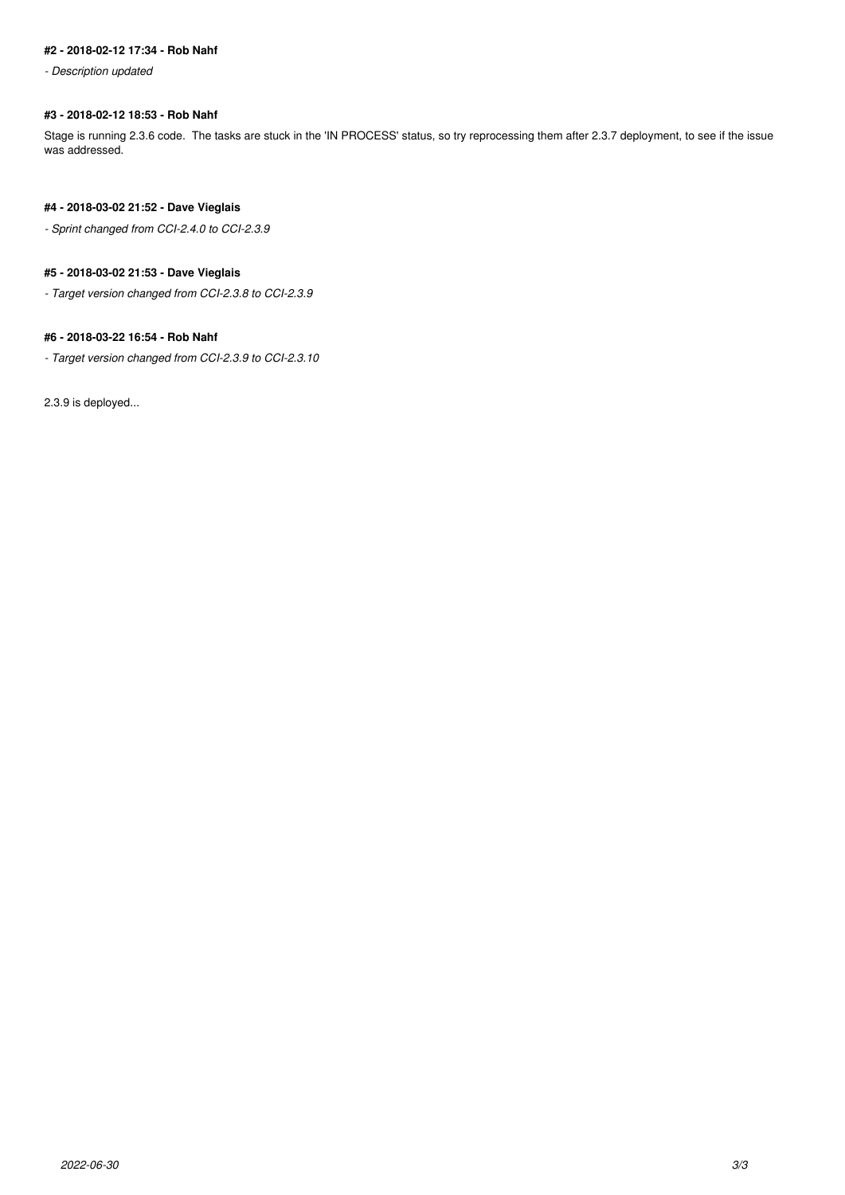#### #2 - 2018-02-12 17:34 - Rob Nahf

*- Description updated*

#### #3 - 2018-02-12 18:53 - Rob Nahf

Stage is running 2.3.6 code. The tasks are stuck in the 'IN PROCESS' status, so try reprocessing them after 2.3.7 deployment, to see if the issue was addressed.

#### #4 - 2018-03-02 21:52 - Dave Vieglais

*- Sprint changed from CCI-2.4.0 to CCI-2.3.9*

#### #5 - 2018-03-02 21:53 - Dave Vieglais

*- Target version changed from CCI-2.3.8 to CCI-2.3.9*

#### #6 - 2018-03-22 16:54 - Rob Nahf

*- Target version changed from CCI-2.3.9 to CCI-2.3.10*

2.3.9 is deployed...